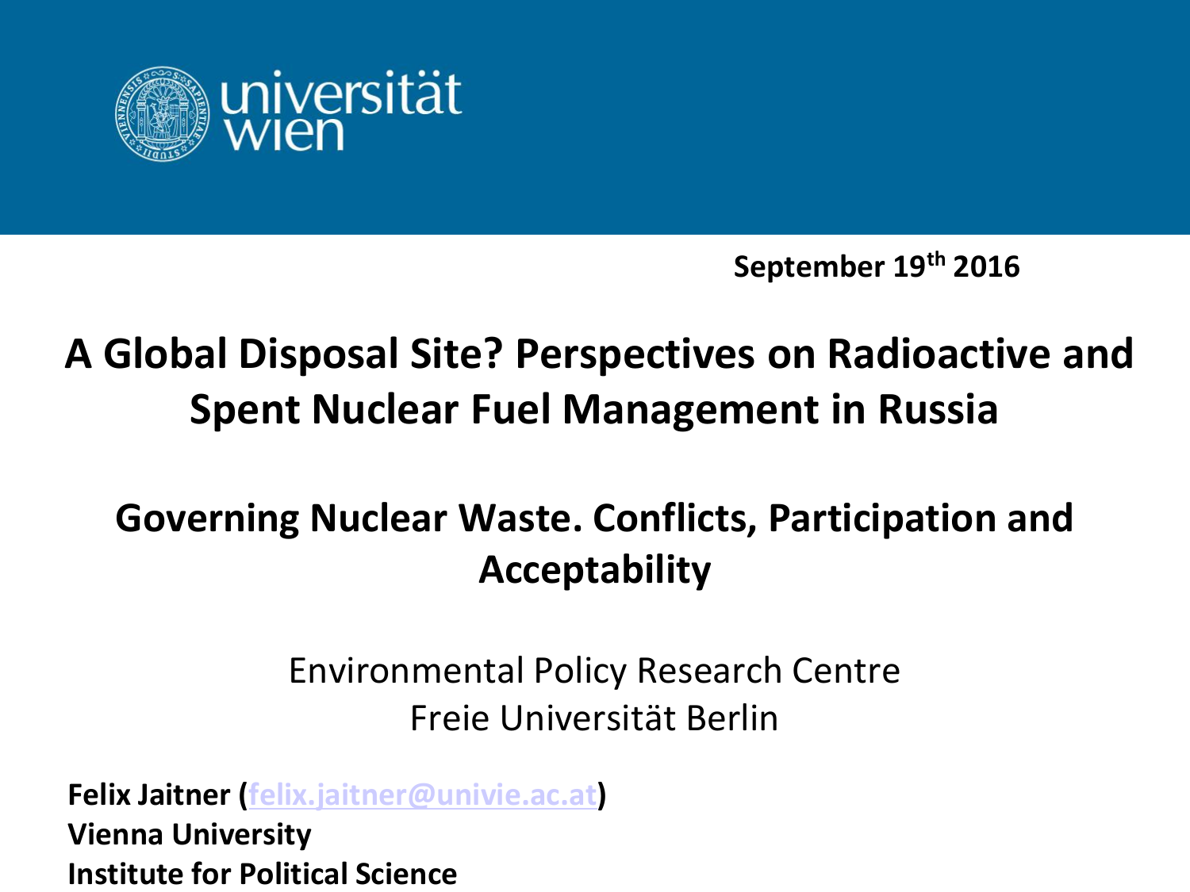universität wien

**September 19th 2016**

# A Global Disposal Site? Perspectives on Radioactive and Spent Nuclear Fuel Management in Russia

## Governing Nuclear Waste. Conflicts, Participation and Acceptability

Environmental Policy Research Centre
Freie Universität Berlin

**Felix Jaitner (felix.jaitner@univie.ac.at)**
**Vienna University**
**Institute for Political Science**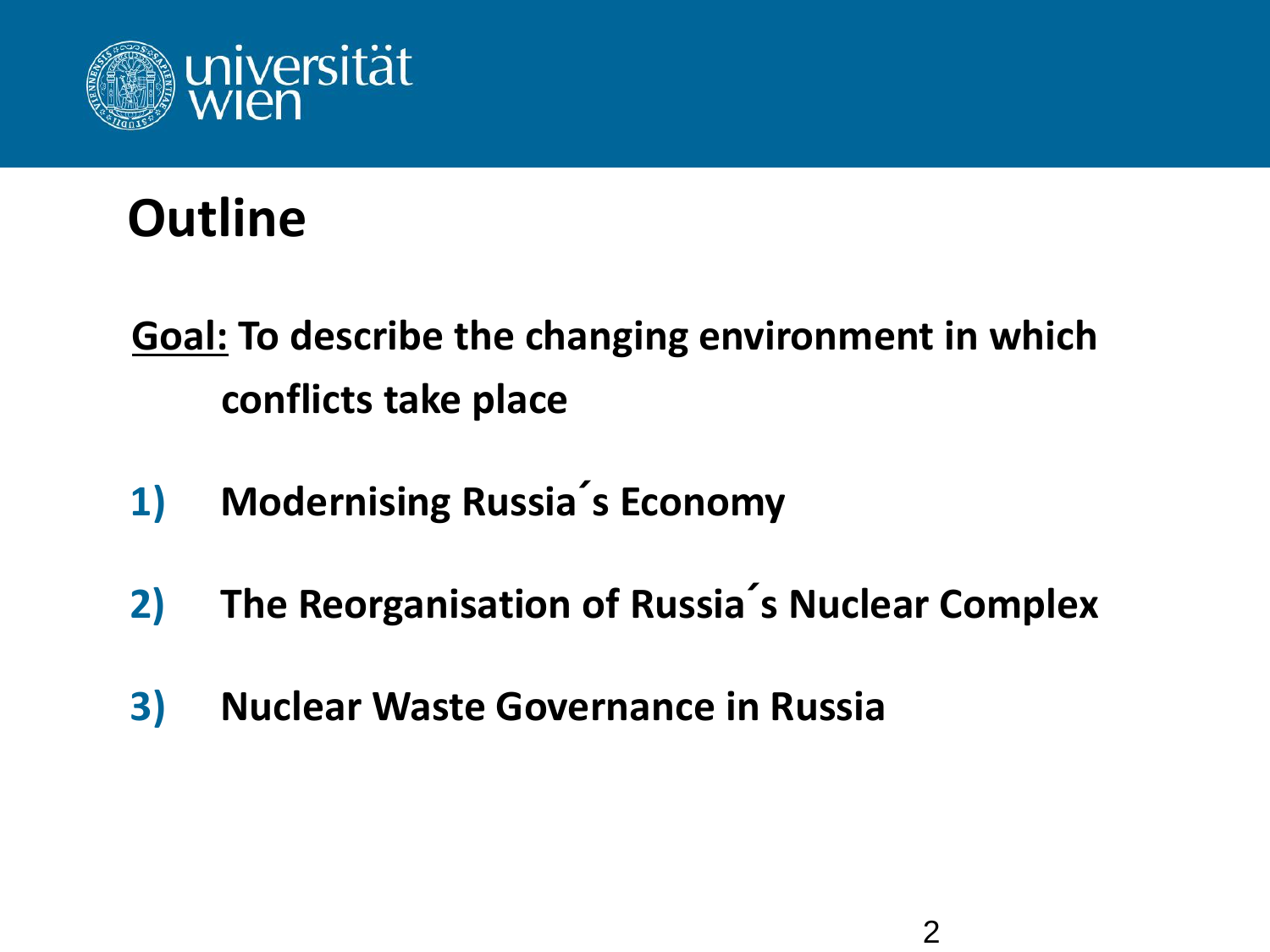# Outline

**Goal:** **To describe the changing environment in which conflicts take place**

1) **Modernising Russia´s Economy**
2) **The Reorganisation of Russia´s Nuclear Complex**
3) **Nuclear Waste Governance in Russia**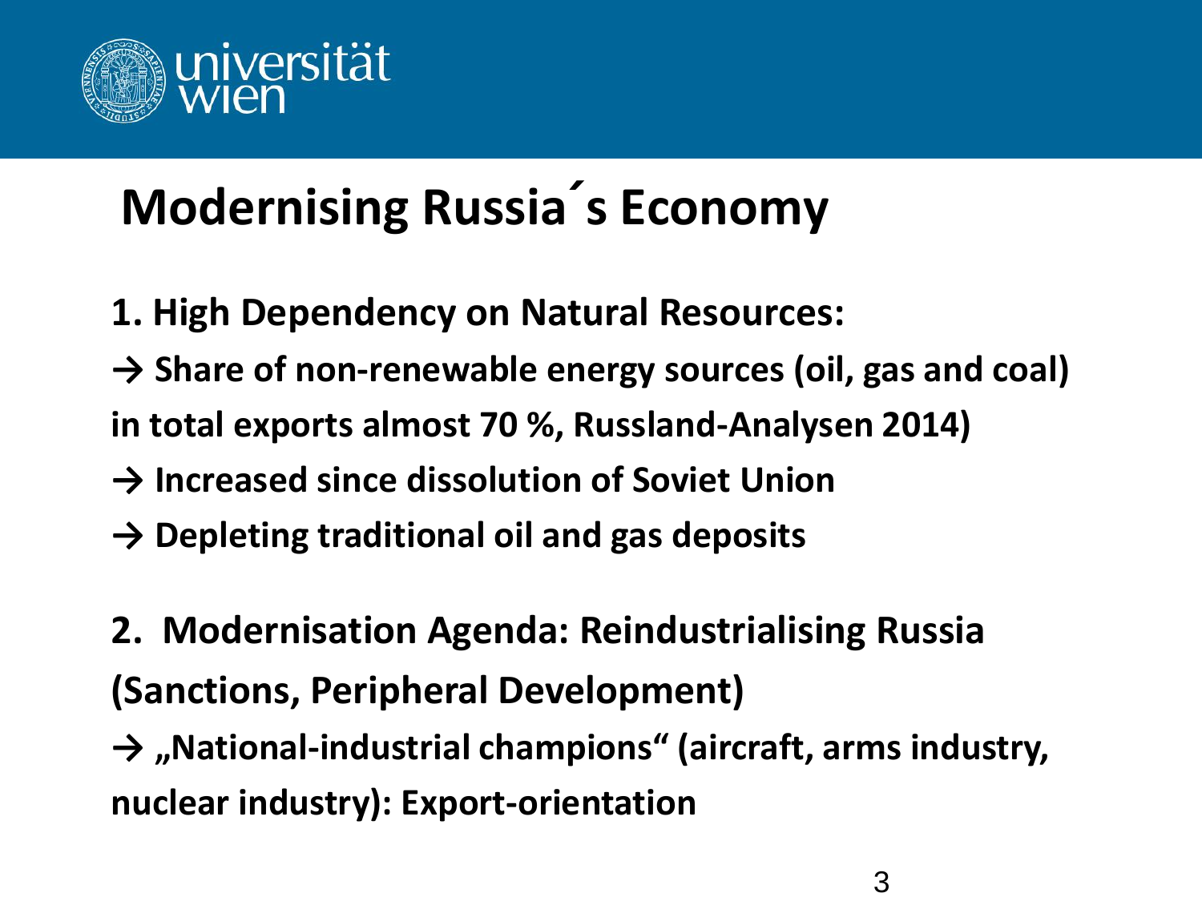# Modernising Russia´s Economy

**1. High Dependency on Natural Resources:**

**→ Share of non-renewable energy sources (oil, gas and coal) in total exports almost 70 %, Russland-Analysen 2014)**

**→ Increased since dissolution of Soviet Union**

**→ Depleting traditional oil and gas deposits**

**2. Modernisation Agenda: Reindustrialising Russia (Sanctions, Peripheral Development)**

**→ „National-industrial champions“ (aircraft, arms industry, nuclear industry): Export-orientation**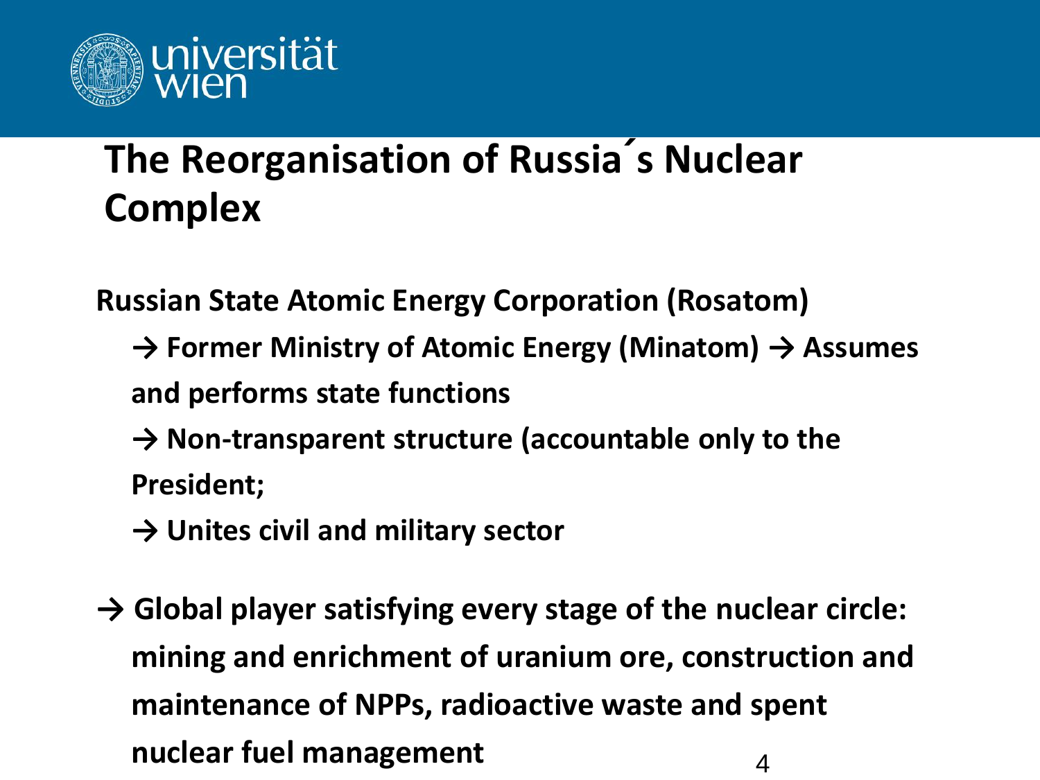# The Reorganisation of Russia´s Nuclear Complex

**Russian State Atomic Energy Corporation (Rosatom)**

**→ Former Ministry of Atomic Energy (Minatom) → Assumes and performs state functions**

**→ Non-transparent structure (accountable only to the President;**

**→ Unites civil and military sector**

**→ Global player satisfying every stage of the nuclear circle: mining and enrichment of uranium ore, construction and maintenance of NPPs, radioactive waste and spent nuclear fuel management**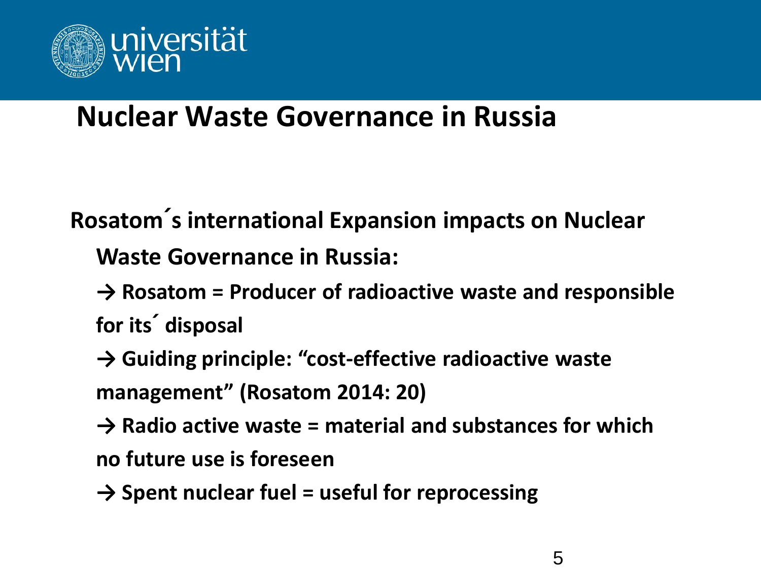# Nuclear Waste Governance in Russia

**Rosatom´s international Expansion impacts on Nuclear Waste Governance in Russia:**

**→ Rosatom = Producer of radioactive waste and responsible for its´ disposal**

**→ Guiding principle: "cost-effective radioactive waste management" (Rosatom 2014: 20)**

**→ Radio active waste = material and substances for which no future use is foreseen**

**→ Spent nuclear fuel = useful for reprocessing**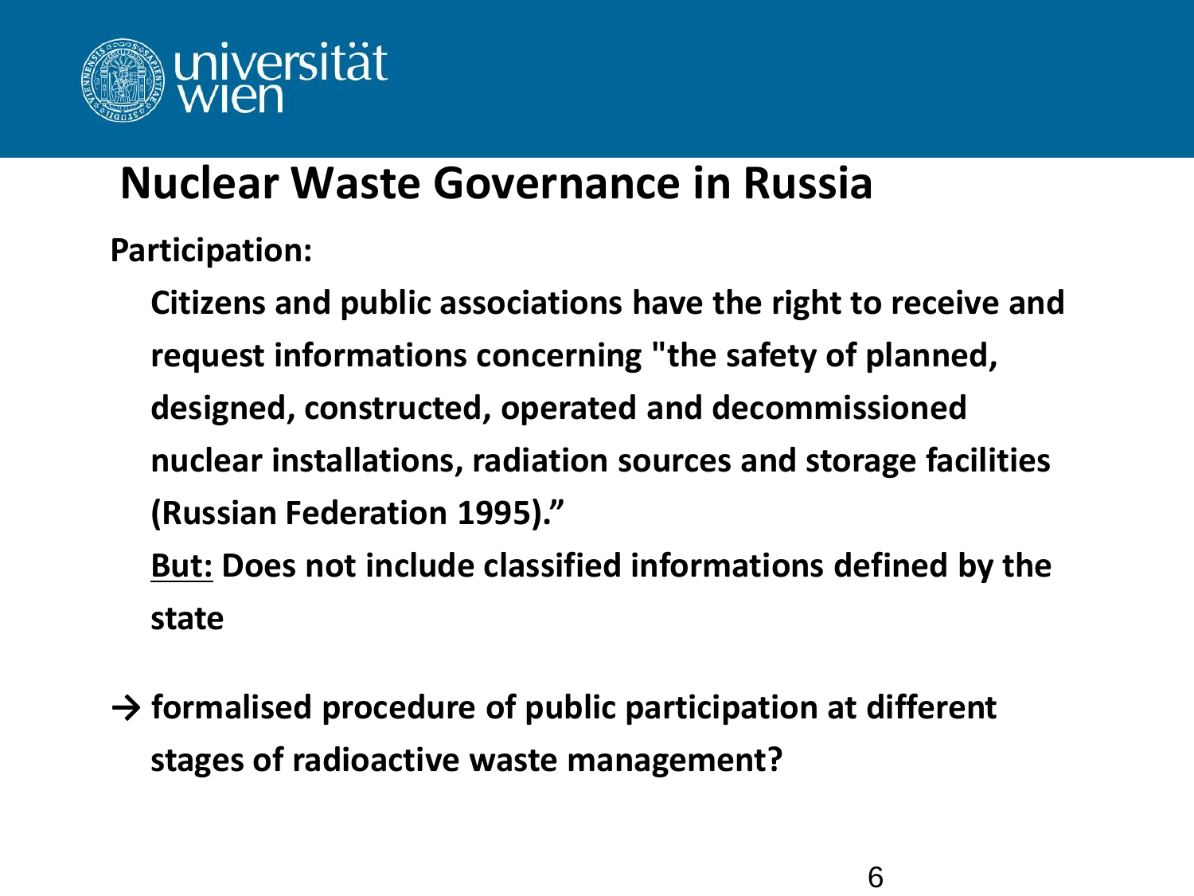# Nuclear Waste Governance in Russia

**Participation:**

**Citizens and public associations have the right to receive and request informations concerning "the safety of planned, designed, constructed, operated and decommissioned nuclear installations, radiation sources and storage facilities (Russian Federation 1995)."**

**<u>But:</u> Does not include classified informations defined by the state**

**→ formalised procedure of public participation at different stages of radioactive waste management?**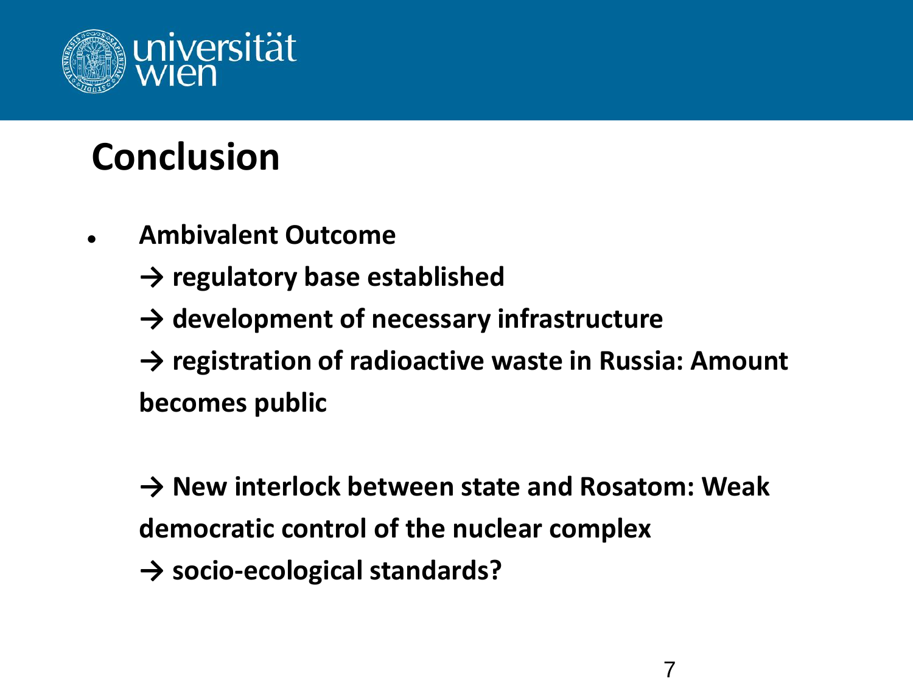# Conclusion

- **Ambivalent Outcome**

  **→ regulatory base established**

  **→ development of necessary infrastructure**

  **→ registration of radioactive waste in Russia: Amount becomes public**

  **→ New interlock between state and Rosatom: Weak democratic control of the nuclear complex**

  **→ socio-ecological standards?**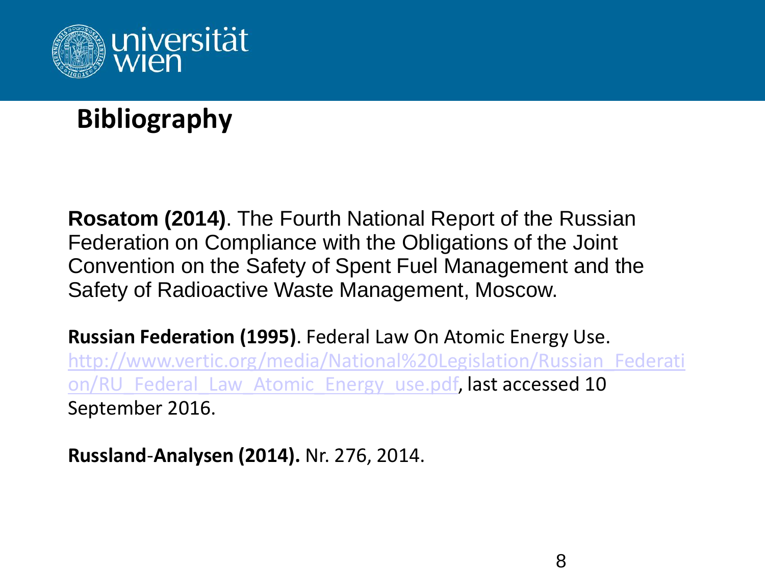## Bibliography

**Rosatom (2014)**. The Fourth National Report of the Russian Federation on Compliance with the Obligations of the Joint Convention on the Safety of Spent Fuel Management and the Safety of Radioactive Waste Management, Moscow.

**Russian Federation (1995)**. Federal Law On Atomic Energy Use. http://www.vertic.org/media/National%20Legislation/Russian_Federation/RU_Federal_Law_Atomic_Energy_use.pdf, last accessed 10 September 2016.

**Russland-Analysen (2014).** Nr. 276, 2014.